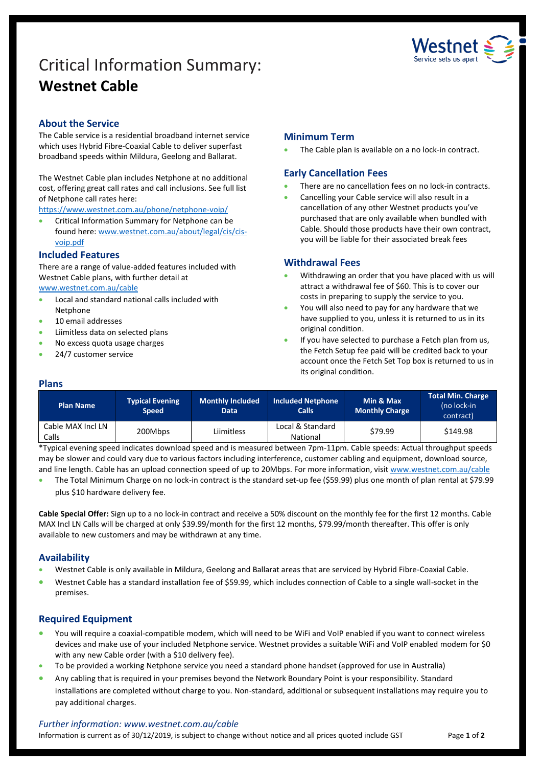# Critical Information Summary: **Westnet Cable**

## About the Service

The Cable service is a residential broadband internet service which uses Hybrid Fibre-Coaxial Cable to deliver superfast broadband speeds within Mildura, Geelong and Ballarat.

The Westnet Cable plan includes Netphone at no additional cost, offering great call rates and call inclusions. See full list of Netphone call rates here: https://www.westnet.com.au/phone/netphone-voip/

- Critical Information Summary for Netphone can be found here: www.westnet.com.au/about/legal/cis/cis-voip.pdf

## Included Features

There are a range of value-added features included with Westnet Cable plans, with further detail at www.westnet.com.au/cable

- Local and standard national calls included with Netphone
- 10 email addresses
- Liimitless data on selected plans
- No excess quota usage charges
- 24/7 customer service

## Minimum Term

- The Cable plan is available on a no lock-in contract.

## Early Cancellation Fees

- There are no cancellation fees on no lock-in contracts.
- Cancelling your Cable service will also result in a cancellation of any other Westnet products you've purchased that are only available when bundled with Cable. Should those products have their own contract, you will be liable for their associated break fees

## Withdrawal Fees

- Withdrawing an order that you have placed with us will attract a withdrawal fee of $60. This is to cover our costs in preparing to supply the service to you.
- You will also need to pay for any hardware that we have supplied to you, unless it is returned to us in its original condition.
- If you have selected to purchase a Fetch plan from us, the Fetch Setup fee paid will be credited back to your account once the Fetch Set Top box is returned to us in its original condition.

## Plans

| Plan Name | Typical Evening Speed | Monthly Included Data | Included Netphone Calls | Min & Max Monthly Charge | Total Min. Charge (no lock-in contract) |
|---|---|---|---|---|---|
| Cable MAX Incl LN Calls | 200Mbps | Liimitless | Local & Standard National | $79.99 | $149.98 |

*Typical evening speed indicates download speed and is measured between 7pm-11pm. Cable speeds: Actual throughput speeds may be slower and could vary due to various factors including interference, customer cabling and equipment, download source, and line length. Cable has an upload connection speed of up to 20Mbps. For more information, visit www.westnet.com.au/cable

- The Total Minimum Charge on no lock-in contract is the standard set-up fee ($59.99) plus one month of plan rental at $79.99 plus $10 hardware delivery fee.

**Cable Special Offer:** Sign up to a no lock-in contract and receive a 50% discount on the monthly fee for the first 12 months. Cable MAX Incl LN Calls will be charged at only $39.99/month for the first 12 months, $79.99/month thereafter. This offer is only available to new customers and may be withdrawn at any time.

## Availability

- Westnet Cable is only available in Mildura, Geelong and Ballarat areas that are serviced by Hybrid Fibre-Coaxial Cable.
- Westnet Cable has a standard installation fee of $59.99, which includes connection of Cable to a single wall-socket in the premises.

## Required Equipment

- You will require a coaxial-compatible modem, which will need to be WiFi and VoIP enabled if you want to connect wireless devices and make use of your included Netphone service. Westnet provides a suitable WiFi and VoIP enabled modem for $0 with any new Cable order (with a $10 delivery fee).
- To be provided a working Netphone service you need a standard phone handset (approved for use in Australia)
- Any cabling that is required in your premises beyond the Network Boundary Point is your responsibility. Standard installations are completed without charge to you. Non-standard, additional or subsequent installations may require you to pay additional charges.

*Further information: www.westnet.com.au/cable*

Information is current as of 30/12/2019, is subject to change without notice and all prices quoted include GST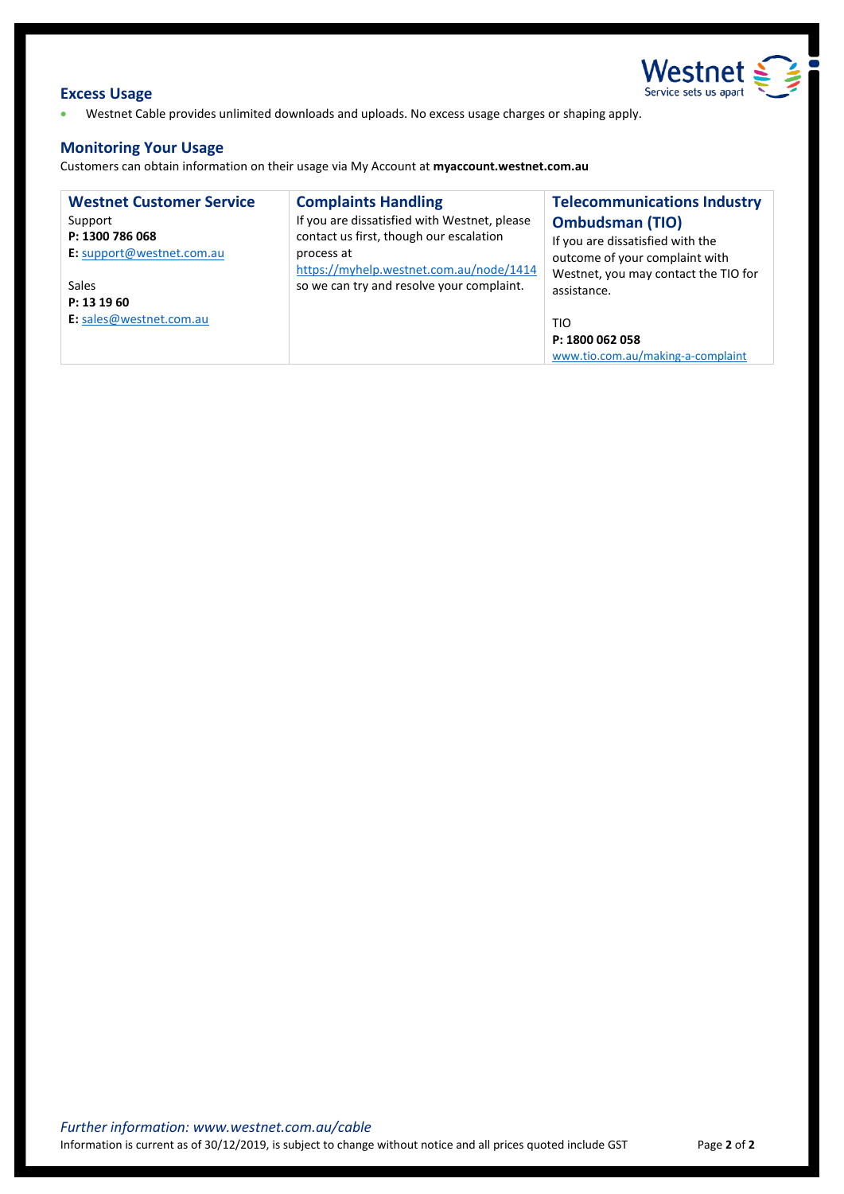## Excess Usage

- Westnet Cable provides unlimited downloads and uploads. No excess usage charges or shaping apply.

## Monitoring Your Usage

Customers can obtain information on their usage via My Account at **myaccount.westnet.com.au**

| Westnet Customer Service | Complaints Handling | Telecommunications Industry Ombudsman (TIO) |
|---|---|---|
| Support<br>**P: 1300 786 068**<br>**E:** support@westnet.com.au<br><br>Sales<br>**P: 13 19 60**<br>**E:** sales@westnet.com.au | If you are dissatisfied with Westnet, please contact us first, though our escalation process at https://myhelp.westnet.com.au/node/1414 so we can try and resolve your complaint. | If you are dissatisfied with the outcome of your complaint with Westnet, you may contact the TIO for assistance.<br><br>TIO<br>**P: 1800 062 058**<br>www.tio.com.au/making-a-complaint |

*Further information: www.westnet.com.au/cable*

Information is current as of 30/12/2019, is subject to change without notice and all prices quoted include GST